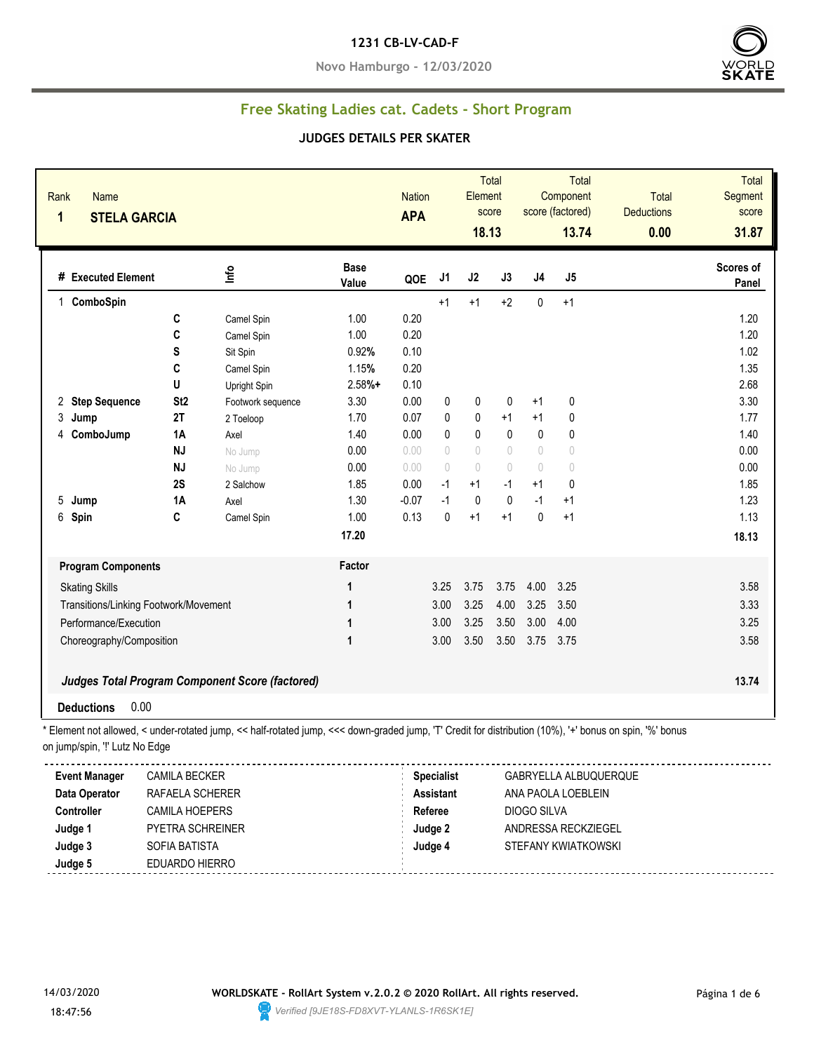**1231 CB-LV-CAD-F**

**Novo Hamburgo - 12/03/2020**

## Free Skating Ladies cat. Cadets - Short Program

### JUDGES DETAILS PER SKATER

| Rank | Name | Nation | Total Element score | Total Component score (factored) | Total Deductions | Total Segment score |
|---|---|---|---|---|---|---|
| 1 | STELA GARCIA | APA | 18.13 | 13.74 | 0.00 | 31.87 |

| # | Executed Element | | Info | Base Value | QOE | J1 | J2 | J3 | J4 | J5 | Scores of Panel |
|---|---|---|---|---|---|---|---|---|---|---|---|
| 1 | ComboSpin | | | | | +1 | +1 | +2 | 0 | +1 | |
| | | C | Camel Spin | 1.00 | 0.20 | | | | | | 1.20 |
| | | C | Camel Spin | 1.00 | 0.20 | | | | | | 1.20 |
| | | S | Sit Spin | 0.92% | 0.10 | | | | | | 1.02 |
| | | C | Camel Spin | 1.15% | 0.20 | | | | | | 1.35 |
| | | U | Upright Spin | 2.58%+ | 0.10 | | | | | | 2.68 |
| 2 | Step Sequence | St2 | Footwork sequence | 3.30 | 0.00 | 0 | 0 | 0 | +1 | 0 | 3.30 |
| 3 | Jump | 2T | 2 Toeloop | 1.70 | 0.07 | 0 | 0 | +1 | +1 | 0 | 1.77 |
| 4 | ComboJump | 1A | Axel | 1.40 | 0.00 | 0 | 0 | 0 | 0 | 0 | 1.40 |
| | | NJ | No Jump | 0.00 | 0.00 | 0 | 0 | 0 | 0 | 0 | 0.00 |
| | | NJ | No Jump | 0.00 | 0.00 | 0 | 0 | 0 | 0 | 0 | 0.00 |
| | | 2S | 2 Salchow | 1.85 | 0.00 | -1 | +1 | -1 | +1 | 0 | 1.85 |
| 5 | Jump | 1A | Axel | 1.30 | -0.07 | -1 | 0 | 0 | -1 | +1 | 1.23 |
| 6 | Spin | C | Camel Spin | 1.00 | 0.13 | 0 | +1 | +1 | 0 | +1 | 1.13 |
| | | | | 17.20 | | | | | | | 18.13 |

| Program Components | Factor | J1 | J2 | J3 | J4 | J5 | |
|---|---|---|---|---|---|---|---|
| Skating Skills | 1 | 3.25 | 3.75 | 3.75 | 4.00 | 3.25 | 3.58 |
| Transitions/Linking Footwork/Movement | 1 | 3.00 | 3.25 | 4.00 | 3.25 | 3.50 | 3.33 |
| Performance/Execution | 1 | 3.00 | 3.25 | 3.50 | 3.00 | 4.00 | 3.25 |
| Choreography/Composition | 1 | 3.00 | 3.50 | 3.50 | 3.75 | 3.75 | 3.58 |

***Judges Total Program Component Score (factored)*** **13.74**

**Deductions** 0.00

* Element not allowed, < under-rotated jump, << half-rotated jump, <<< down-graded jump, 'T' Credit for distribution (10%), '+' bonus on spin, '%' bonus on jump/spin, '!' Lutz No Edge

| | | | |
|---|---|---|---|
| **Event Manager** | CAMILA BECKER | **Specialist** | GABRYELLA ALBUQUERQUE |
| **Data Operator** | RAFAELA SCHERER | **Assistant** | ANA PAOLA LOEBLEIN |
| **Controller** | CAMILA HOEPERS | **Referee** | DIOGO SILVA |
| **Judge 1** | PYETRA SCHREINER | **Judge 2** | ANDRESSA RECKZIEGEL |
| **Judge 3** | SOFIA BATISTA | **Judge 4** | STEFANY KWIATKOWSKI |
| **Judge 5** | EDUARDO HIERRO | | |

14/03/2020 18:47:56

**WORLDSKATE - RollArt System v.2.0.2 © 2020 RollArt. All rights reserved.**

*Verified [9JE18S-FD8XVT-YLANLS-1R6SK1E]*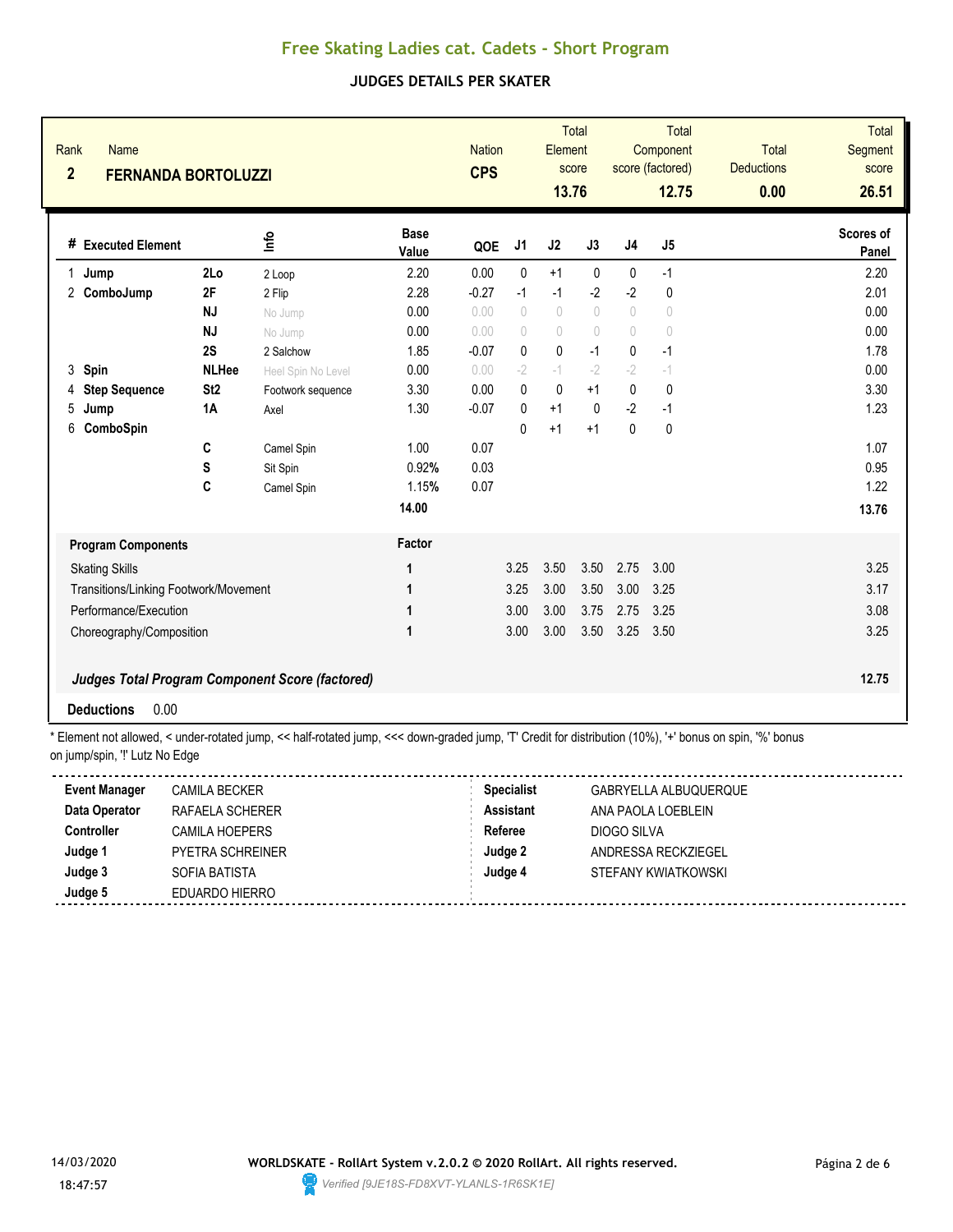# Free Skating Ladies cat. Cadets - Short Program

## JUDGES DETAILS PER SKATER

| Rank | Name | Nation | Total Element score | Total Component score (factored) | Total Deductions | Total Segment score |
|---|---|---|---|---|---|---|
| 2 | FERNANDA BORTOLUZZI | CPS | 13.76 | 12.75 | 0.00 | 26.51 |

| # | Executed Element | | Info | Base Value | QOE | J1 | J2 | J3 | J4 | J5 | Scores of Panel |
|---|---|---|---|---|---|---|---|---|---|---|---|
| 1 | Jump | 2Lo | 2 Loop | 2.20 | 0.00 | 0 | +1 | 0 | 0 | -1 | 2.20 |
| 2 | ComboJump | 2F | 2 Flip | 2.28 | -0.27 | -1 | -1 | -2 | -2 | 0 | 2.01 |
| | | NJ | No Jump | 0.00 | 0.00 | 0 | 0 | 0 | 0 | 0 | 0.00 |
| | | NJ | No Jump | 0.00 | 0.00 | 0 | 0 | 0 | 0 | 0 | 0.00 |
| | | 2S | 2 Salchow | 1.85 | -0.07 | 0 | 0 | -1 | 0 | -1 | 1.78 |
| 3 | Spin | NLHee | Heel Spin No Level | 0.00 | 0.00 | -2 | -1 | -2 | -2 | -1 | 0.00 |
| 4 | Step Sequence | St2 | Footwork sequence | 3.30 | 0.00 | 0 | 0 | +1 | 0 | 0 | 3.30 |
| 5 | Jump | 1A | Axel | 1.30 | -0.07 | 0 | +1 | 0 | -2 | -1 | 1.23 |
| 6 | ComboSpin | | | | | 0 | +1 | +1 | 0 | 0 | |
| | | C | Camel Spin | 1.00 | 0.07 | | | | | | 1.07 |
| | | S | Sit Spin | 0.92% | 0.03 | | | | | | 0.95 |
| | | C | Camel Spin | 1.15% | 0.07 | | | | | | 1.22 |
| | | | | 14.00 | | | | | | | 13.76 |

| Program Components | Factor | J1 | J2 | J3 | J4 | J5 | |
|---|---|---|---|---|---|---|---|
| Skating Skills | 1 | 3.25 | 3.50 | 3.50 | 2.75 | 3.00 | 3.25 |
| Transitions/Linking Footwork/Movement | 1 | 3.25 | 3.00 | 3.50 | 3.00 | 3.25 | 3.17 |
| Performance/Execution | 1 | 3.00 | 3.00 | 3.75 | 2.75 | 3.25 | 3.08 |
| Choreography/Composition | 1 | 3.00 | 3.00 | 3.50 | 3.25 | 3.50 | 3.25 |

***Judges Total Program Component Score (factored)*** **12.75**

**Deductions** 0.00

* Element not allowed, < under-rotated jump, << half-rotated jump, <<< down-graded jump, 'T' Credit for distribution (10%), '+' bonus on spin, '%' bonus on jump/spin, '!' Lutz No Edge

| | | | |
|---|---|---|---|
| **Event Manager** | CAMILA BECKER | **Specialist** | GABRYELLA ALBUQUERQUE |
| **Data Operator** | RAFAELA SCHERER | **Assistant** | ANA PAOLA LOEBLEIN |
| **Controller** | CAMILA HOEPERS | **Referee** | DIOGO SILVA |
| **Judge 1** | PYETRA SCHREINER | **Judge 2** | ANDRESSA RECKZIEGEL |
| **Judge 3** | SOFIA BATISTA | **Judge 4** | STEFANY KWIATKOWSKI |
| **Judge 5** | EDUARDO HIERRO | | |

14/03/2020 18:47:57

WORLDSKATE - RollArt System v.2.0.2 © 2020 RollArt. All rights reserved.

Verified [9JE18S-FD8XVT-YLANLS-1R6SK1E]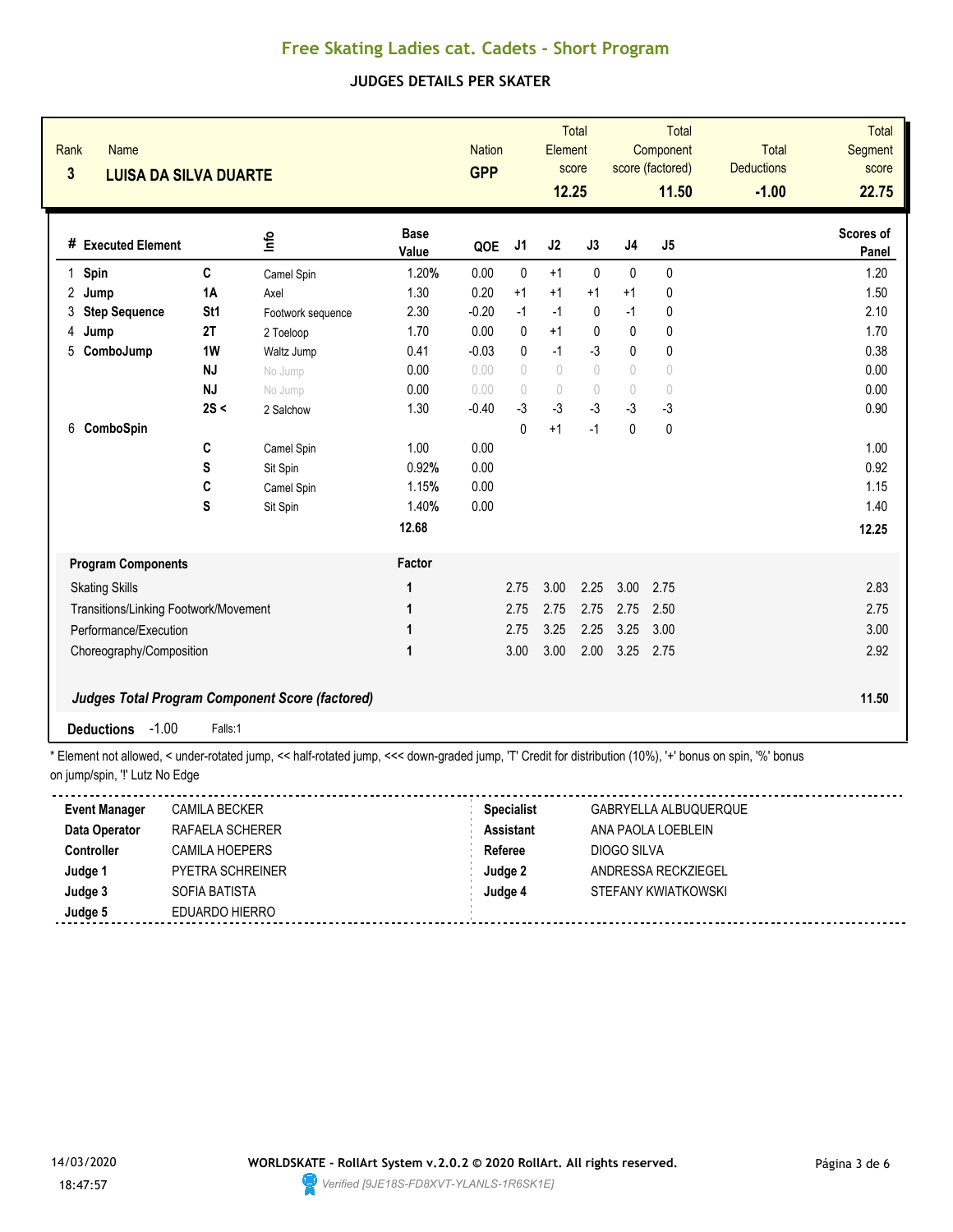# Free Skating Ladies cat. Cadets - Short Program

## JUDGES DETAILS PER SKATER

| Rank | Name | Nation | Total Element score | Total Component score (factored) | Total Deductions | Total Segment score |
|---|---|---|---|---|---|---|
| 3 | LUISA DA SILVA DUARTE | GPP | 12.25 | 11.50 | -1.00 | 22.75 |

| # | Executed Element | | Info | Base Value | QOE | J1 | J2 | J3 | J4 | J5 | Scores of Panel |
|---|---|---|---|---|---|---|---|---|---|---|---|
| 1 | Spin | C | Camel Spin | 1.20% | 0.00 | 0 | +1 | 0 | 0 | 0 | 1.20 |
| 2 | Jump | 1A | Axel | 1.30 | 0.20 | +1 | +1 | +1 | +1 | 0 | 1.50 |
| 3 | Step Sequence | St1 | Footwork sequence | 2.30 | -0.20 | -1 | -1 | 0 | -1 | 0 | 2.10 |
| 4 | Jump | 2T | 2 Toeloop | 1.70 | 0.00 | 0 | +1 | 0 | 0 | 0 | 1.70 |
| 5 | ComboJump | 1W | Waltz Jump | 0.41 | -0.03 | 0 | -1 | -3 | 0 | 0 | 0.38 |
| | | NJ | No Jump | 0.00 | 0.00 | 0 | 0 | 0 | 0 | 0 | 0.00 |
| | | NJ | No Jump | 0.00 | 0.00 | 0 | 0 | 0 | 0 | 0 | 0.00 |
| | | 2S < | 2 Salchow | 1.30 | -0.40 | -3 | -3 | -3 | -3 | -3 | 0.90 |
| 6 | ComboSpin | | | | | 0 | +1 | -1 | 0 | 0 | |
| | | C | Camel Spin | 1.00 | 0.00 | | | | | | 1.00 |
| | | S | Sit Spin | 0.92% | 0.00 | | | | | | 0.92 |
| | | C | Camel Spin | 1.15% | 0.00 | | | | | | 1.15 |
| | | S | Sit Spin | 1.40% | 0.00 | | | | | | 1.40 |
| | | | | 12.68 | | | | | | | 12.25 |

| Program Components | Factor | J1 | J2 | J3 | J4 | J5 | |
|---|---|---|---|---|---|---|---|
| Skating Skills | 1 | 2.75 | 3.00 | 2.25 | 3.00 | 2.75 | 2.83 |
| Transitions/Linking Footwork/Movement | 1 | 2.75 | 2.75 | 2.75 | 2.75 | 2.50 | 2.75 |
| Performance/Execution | 1 | 2.75 | 3.25 | 2.25 | 3.25 | 3.00 | 3.00 |
| Choreography/Composition | 1 | 3.00 | 3.00 | 2.00 | 3.25 | 2.75 | 2.92 |
| ***Judges Total Program Component Score (factored)*** | | | | | | | **11.50** |

**Deductions** -1.00 Falls:1

\* Element not allowed, < under-rotated jump, << half-rotated jump, <<< down-graded jump, 'T' Credit for distribution (10%), '+' bonus on spin, '%' bonus on jump/spin, '!' Lutz No Edge

| | | | |
|---|---|---|---|
| **Event Manager** | CAMILA BECKER | **Specialist** | GABRYELLA ALBUQUERQUE |
| **Data Operator** | RAFAELA SCHERER | **Assistant** | ANA PAOLA LOEBLEIN |
| **Controller** | CAMILA HOEPERS | **Referee** | DIOGO SILVA |
| **Judge 1** | PYETRA SCHREINER | **Judge 2** | ANDRESSA RECKZIEGEL |
| **Judge 3** | SOFIA BATISTA | **Judge 4** | STEFANY KWIATKOWSKI |
| **Judge 5** | EDUARDO HIERRO | | |

14/03/2020 18:47:57

WORLDSKATE - RollArt System v.2.0.2 © 2020 RollArt. All rights reserved.

Verified [9JE18S-FD8XVT-YLANLS-1R6SK1E]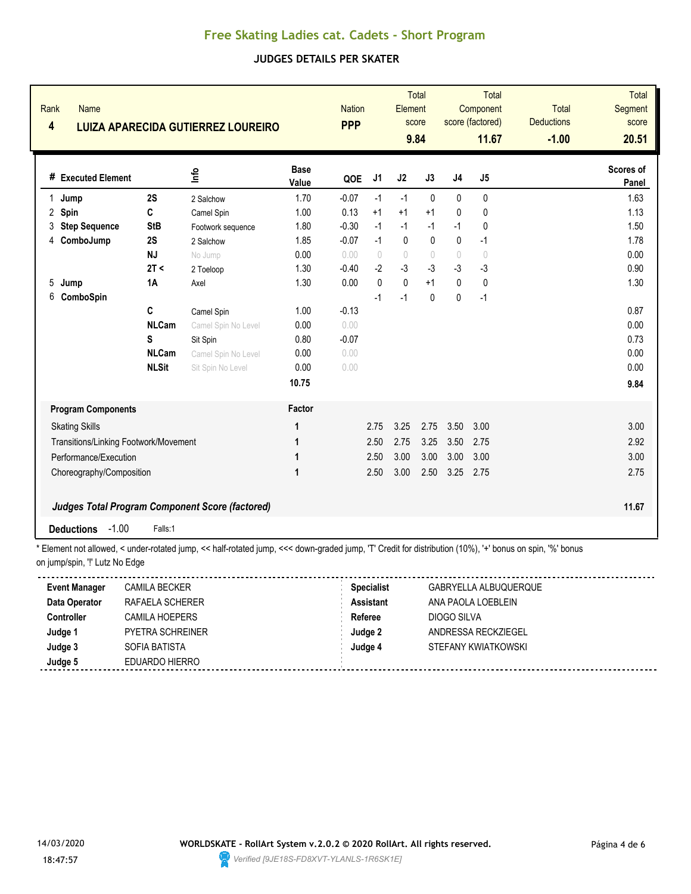# Free Skating Ladies cat. Cadets - Short Program

## JUDGES DETAILS PER SKATER

| Rank | Name | Nation | Total Element score | Total Component score (factored) | Total Deductions | Total Segment score |
|---|---|---|---|---|---|---|
| 4 | LUIZA APARECIDA GUTIERREZ LOUREIRO | PPP | 9.84 | 11.67 | -1.00 | 20.51 |

| # | Executed Element | | Info | Base Value | QOE | J1 | J2 | J3 | J4 | J5 | Scores of Panel |
|---|---|---|---|---|---|---|---|---|---|---|---|
| 1 | Jump | 2S | 2 Salchow | 1.70 | -0.07 | -1 | -1 | 0 | 0 | 0 | 1.63 |
| 2 | Spin | C | Camel Spin | 1.00 | 0.13 | +1 | +1 | +1 | 0 | 0 | 1.13 |
| 3 | Step Sequence | StB | Footwork sequence | 1.80 | -0.30 | -1 | -1 | -1 | -1 | 0 | 1.50 |
| 4 | ComboJump | 2S | 2 Salchow | 1.85 | -0.07 | -1 | 0 | 0 | 0 | -1 | 1.78 |
| | | NJ | No Jump | 0.00 | 0.00 | 0 | 0 | 0 | 0 | 0 | 0.00 |
| | | 2T < | 2 Toeloop | 1.30 | -0.40 | -2 | -3 | -3 | -3 | -3 | 0.90 |
| 5 | Jump | 1A | Axel | 1.30 | 0.00 | 0 | 0 | +1 | 0 | 0 | 1.30 |
| 6 | ComboSpin | | | | | -1 | -1 | 0 | 0 | -1 | |
| | | C | Camel Spin | 1.00 | -0.13 | | | | | | 0.87 |
| | | NLCam | Camel Spin No Level | 0.00 | 0.00 | | | | | | 0.00 |
| | | S | Sit Spin | 0.80 | -0.07 | | | | | | 0.73 |
| | | NLCam | Camel Spin No Level | 0.00 | 0.00 | | | | | | 0.00 |
| | | NLSit | Sit Spin No Level | 0.00 | 0.00 | | | | | | 0.00 |
| | | | | 10.75 | | | | | | | 9.84 |

| Program Components | Factor | J1 | J2 | J3 | J4 | J5 | |
|---|---|---|---|---|---|---|---|
| Skating Skills | 1 | 2.75 | 3.25 | 2.75 | 3.50 | 3.00 | 3.00 |
| Transitions/Linking Footwork/Movement | 1 | 2.50 | 2.75 | 3.25 | 3.50 | 2.75 | 2.92 |
| Performance/Execution | 1 | 2.50 | 3.00 | 3.00 | 3.00 | 3.00 | 3.00 |
| Choreography/Composition | 1 | 2.50 | 3.00 | 2.50 | 3.25 | 2.75 | 2.75 |

***Judges Total Program Component Score (factored)*** **11.67**

**Deductions** -1.00 Falls:1

* Element not allowed, < under-rotated jump, << half-rotated jump, <<< down-graded jump, 'T' Credit for distribution (10%), '+' bonus on spin, '%' bonus on jump/spin, '!' Lutz No Edge

| | | | |
|---|---|---|---|
| **Event Manager** | CAMILA BECKER | **Specialist** | GABRYELLA ALBUQUERQUE |
| **Data Operator** | RAFAELA SCHERER | **Assistant** | ANA PAOLA LOEBLEIN |
| **Controller** | CAMILA HOEPERS | **Referee** | DIOGO SILVA |
| **Judge 1** | PYETRA SCHREINER | **Judge 2** | ANDRESSA RECKZIEGEL |
| **Judge 3** | SOFIA BATISTA | **Judge 4** | STEFANY KWIATKOWSKI |
| **Judge 5** | EDUARDO HIERRO | | |

14/03/2020 18:47:57 — WORLDSKATE - RollArt System v.2.0.2 © 2020 RollArt. All rights reserved. — Verified [9JE18S-FD8XVT-YLANLS-1R6SK1E]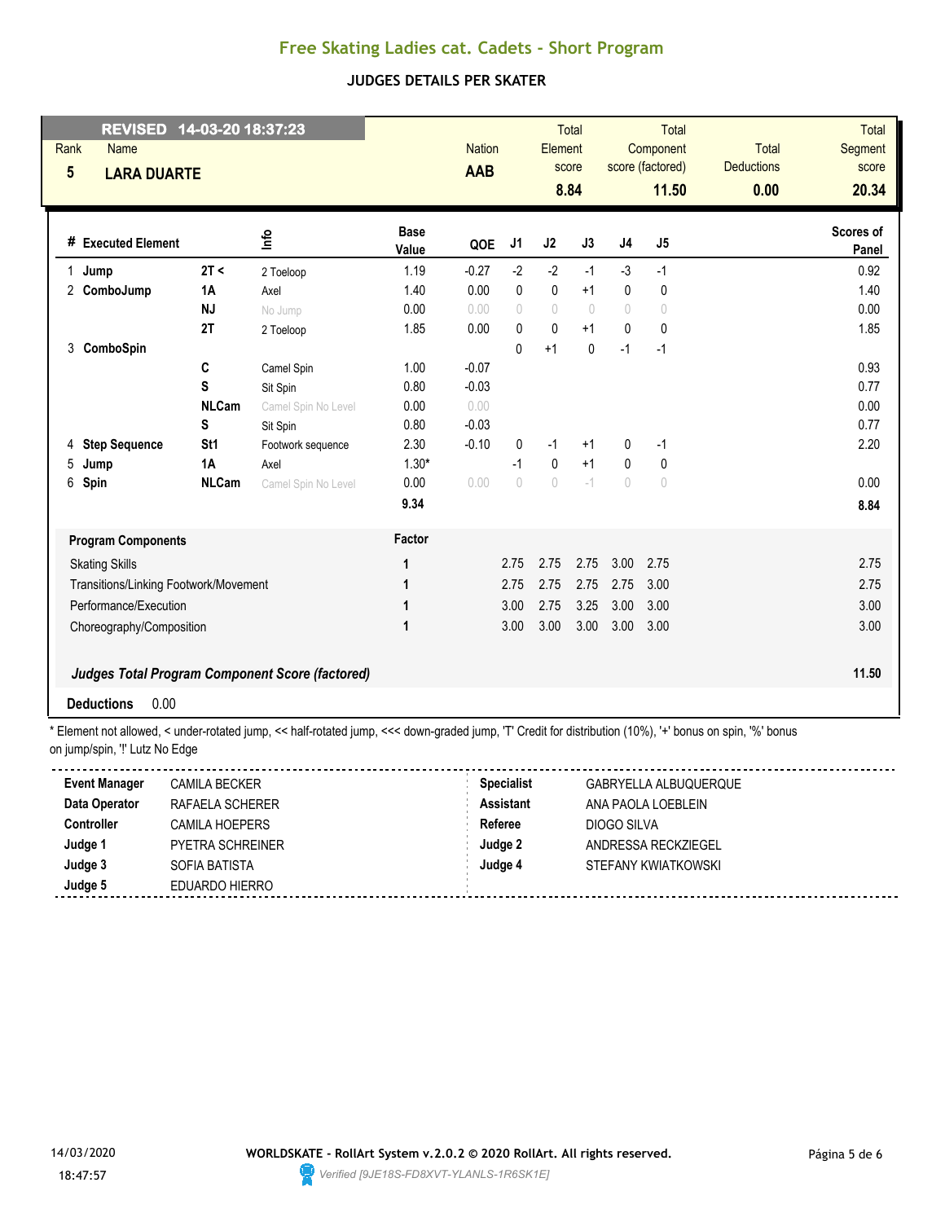# Free Skating Ladies cat. Cadets - Short Program

## JUDGES DETAILS PER SKATER

**REVISED 14-03-20 18:37:23**

| Rank | Name | Nation | Total Element score | Total Component score (factored) | Total Deductions | Total Segment score |
|---|---|---|---|---|---|---|
| 5 | LARA DUARTE | AAB | 8.84 | 11.50 | 0.00 | 20.34 |

| # | Executed Element | | Info | Base Value | QOE | J1 | J2 | J3 | J4 | J5 | Scores of Panel |
|---|---|---|---|---|---|---|---|---|---|---|---|
| 1 | Jump | 2T < | 2 Toeloop | 1.19 | -0.27 | -2 | -2 | -1 | -3 | -1 | 0.92 |
| 2 | ComboJump | 1A | Axel | 1.40 | 0.00 | 0 | 0 | +1 | 0 | 0 | 1.40 |
| | | NJ | No Jump | 0.00 | 0.00 | 0 | 0 | 0 | 0 | 0 | 0.00 |
| | | 2T | 2 Toeloop | 1.85 | 0.00 | 0 | 0 | +1 | 0 | 0 | 1.85 |
| 3 | ComboSpin | | | | | 0 | +1 | 0 | -1 | -1 | |
| | | C | Camel Spin | 1.00 | -0.07 | | | | | | 0.93 |
| | | S | Sit Spin | 0.80 | -0.03 | | | | | | 0.77 |
| | | NLCam | Camel Spin No Level | 0.00 | 0.00 | | | | | | 0.00 |
| | | S | Sit Spin | 0.80 | -0.03 | | | | | | 0.77 |
| 4 | Step Sequence | St1 | Footwork sequence | 2.30 | -0.10 | 0 | -1 | +1 | 0 | -1 | 2.20 |
| 5 | Jump | 1A | Axel | 1.30* | | -1 | 0 | +1 | 0 | 0 | |
| 6 | Spin | NLCam | Camel Spin No Level | 0.00 | 0.00 | 0 | 0 | -1 | 0 | 0 | 0.00 |
| | | | | 9.34 | | | | | | | 8.84 |

| Program Components | Factor | J1 | J2 | J3 | J4 | J5 | |
|---|---|---|---|---|---|---|---|
| Skating Skills | 1 | 2.75 | 2.75 | 2.75 | 3.00 | 2.75 | 2.75 |
| Transitions/Linking Footwork/Movement | 1 | 2.75 | 2.75 | 2.75 | 2.75 | 3.00 | 2.75 |
| Performance/Execution | 1 | 3.00 | 2.75 | 3.25 | 3.00 | 3.00 | 3.00 |
| Choreography/Composition | 1 | 3.00 | 3.00 | 3.00 | 3.00 | 3.00 | 3.00 |

***Judges Total Program Component Score (factored)*** **11.50**

**Deductions** 0.00

* Element not allowed, < under-rotated jump, << half-rotated jump, <<< down-graded jump, 'T' Credit for distribution (10%), '+' bonus on spin, '%' bonus on jump/spin, '!' Lutz No Edge

| | | | |
|---|---|---|---|
| **Event Manager** | CAMILA BECKER | **Specialist** | GABRYELLA ALBUQUERQUE |
| **Data Operator** | RAFAELA SCHERER | **Assistant** | ANA PAOLA LOEBLEIN |
| **Controller** | CAMILA HOEPERS | **Referee** | DIOGO SILVA |
| **Judge 1** | PYETRA SCHREINER | **Judge 2** | ANDRESSA RECKZIEGEL |
| **Judge 3** | SOFIA BATISTA | **Judge 4** | STEFANY KWIATKOWSKI |
| **Judge 5** | EDUARDO HIERRO | | |

14/03/2020 18:47:57

**WORLDSKATE - RollArt System v.2.0.2 © 2020 RollArt. All rights reserved.**

*Verified [9JE18S-FD8XVT-YLANLS-1R6SK1E]*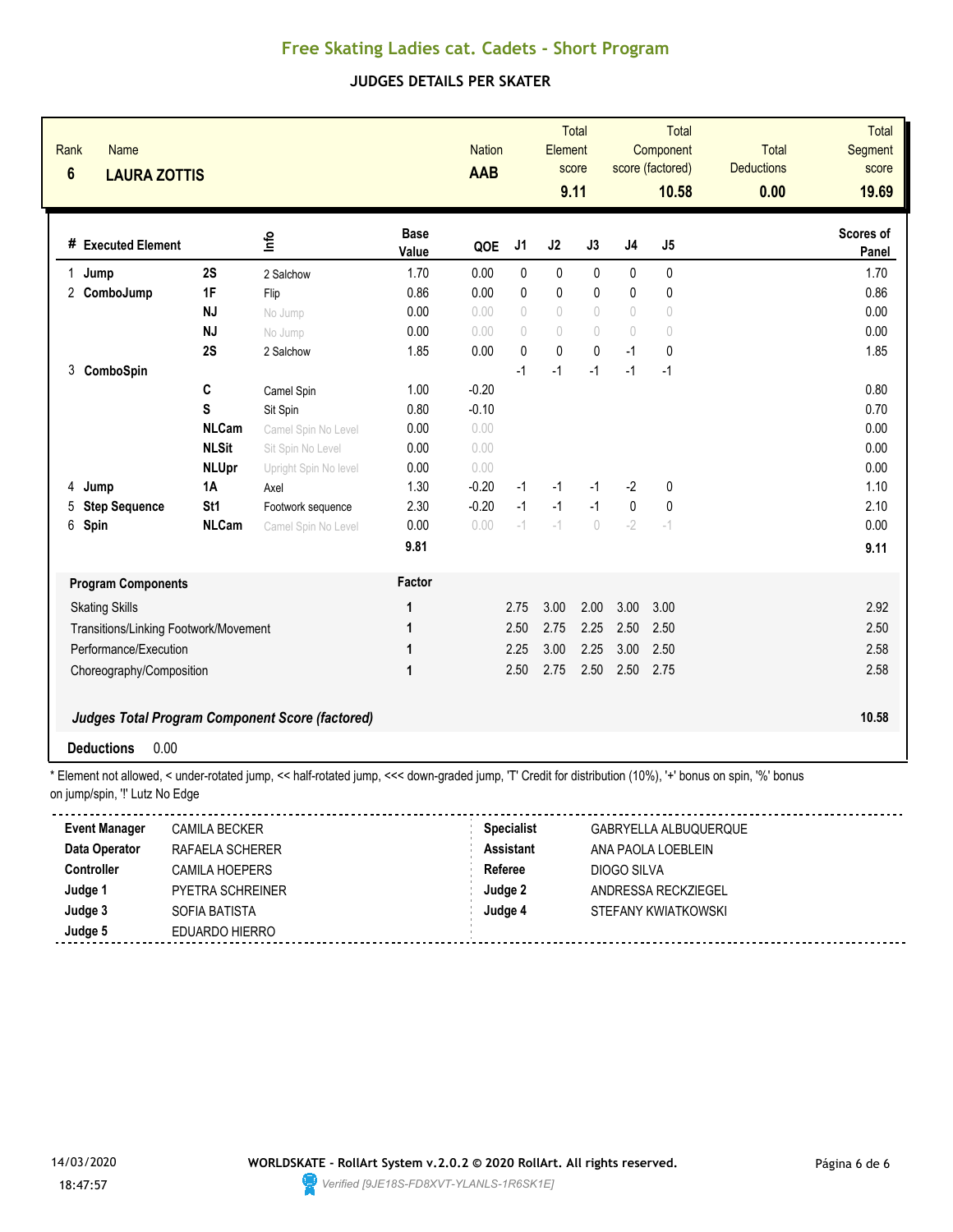# Free Skating Ladies cat. Cadets - Short Program

## JUDGES DETAILS PER SKATER

| Rank | Name | Nation | Total Element score | Total Component score (factored) | Total Deductions | Total Segment score |
|---|---|---|---|---|---|---|
| 6 | LAURA ZOTTIS | AAB | 9.11 | 10.58 | 0.00 | 19.69 |

| # | Executed Element | | Info | Base Value | QOE | J1 | J2 | J3 | J4 | J5 | Scores of Panel |
|---|---|---|---|---|---|---|---|---|---|---|---|
| 1 | Jump | 2S | 2 Salchow | 1.70 | 0.00 | 0 | 0 | 0 | 0 | 0 | 1.70 |
| 2 | ComboJump | 1F | Flip | 0.86 | 0.00 | 0 | 0 | 0 | 0 | 0 | 0.86 |
| | | NJ | No Jump | 0.00 | 0.00 | 0 | 0 | 0 | 0 | 0 | 0.00 |
| | | NJ | No Jump | 0.00 | 0.00 | 0 | 0 | 0 | 0 | 0 | 0.00 |
| | | 2S | 2 Salchow | 1.85 | 0.00 | 0 | 0 | 0 | -1 | 0 | 1.85 |
| 3 | ComboSpin | | | | | -1 | -1 | -1 | -1 | -1 | |
| | | C | Camel Spin | 1.00 | -0.20 | | | | | | 0.80 |
| | | S | Sit Spin | 0.80 | -0.10 | | | | | | 0.70 |
| | | NLCam | Camel Spin No Level | 0.00 | 0.00 | | | | | | 0.00 |
| | | NLSit | Sit Spin No Level | 0.00 | 0.00 | | | | | | 0.00 |
| | | NLUpr | Upright Spin No level | 0.00 | 0.00 | | | | | | 0.00 |
| 4 | Jump | 1A | Axel | 1.30 | -0.20 | -1 | -1 | -1 | -2 | 0 | 1.10 |
| 5 | Step Sequence | St1 | Footwork sequence | 2.30 | -0.20 | -1 | -1 | -1 | 0 | 0 | 2.10 |
| 6 | Spin | NLCam | Camel Spin No Level | 0.00 | 0.00 | -1 | -1 | 0 | -2 | -1 | 0.00 |
| | | | | 9.81 | | | | | | | 9.11 |

| Program Components | Factor | J1 | J2 | J3 | J4 | J5 | Scores of Panel |
|---|---|---|---|---|---|---|---|
| Skating Skills | 1 | 2.75 | 3.00 | 2.00 | 3.00 | 3.00 | 2.92 |
| Transitions/Linking Footwork/Movement | 1 | 2.50 | 2.75 | 2.25 | 2.50 | 2.50 | 2.50 |
| Performance/Execution | 1 | 2.25 | 3.00 | 2.25 | 3.00 | 2.50 | 2.58 |
| Choreography/Composition | 1 | 2.50 | 2.75 | 2.50 | 2.50 | 2.75 | 2.58 |

***Judges Total Program Component Score (factored)*** 10.58

**Deductions** 0.00

\* Element not allowed, < under-rotated jump, << half-rotated jump, <<< down-graded jump, 'T' Credit for distribution (10%), '+' bonus on spin, '%' bonus on jump/spin, '!' Lutz No Edge

| | | | |
|---|---|---|---|
| **Event Manager** | CAMILA BECKER | **Specialist** | GABRYELLA ALBUQUERQUE |
| **Data Operator** | RAFAELA SCHERER | **Assistant** | ANA PAOLA LOEBLEIN |
| **Controller** | CAMILA HOEPERS | **Referee** | DIOGO SILVA |
| **Judge 1** | PYETRA SCHREINER | **Judge 2** | ANDRESSA RECKZIEGEL |
| **Judge 3** | SOFIA BATISTA | **Judge 4** | STEFANY KWIATKOWSKI |
| **Judge 5** | EDUARDO HIERRO | | |

14/03/2020 18:47:57

**WORLDSKATE - RollArt System v.2.0.2 © 2020 RollArt. All rights reserved.**

*Verified [9JE18S-FD8XVT-YLANLS-1R6SK1E]*